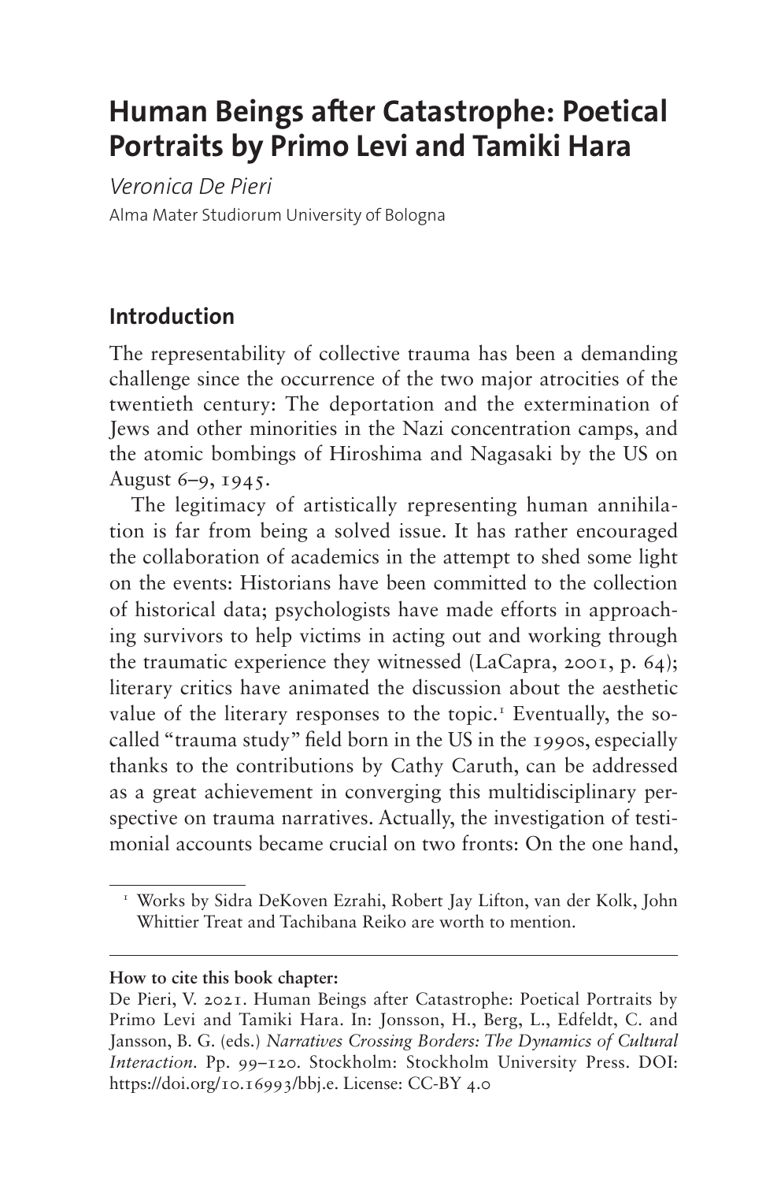# Human Beings after Catastrophe: Poetical Portraits by Primo Levi and Tamiki Hara

*Veronica De Pieri*

Alma Mater Studiorum University of Bologna

## Introduction

The representability of collective trauma has been a demanding challenge since the occurrence of the two major atrocities of the twentieth century: The deportation and the extermination of Jews and other minorities in the Nazi concentration camps, and the atomic bombings of Hiroshima and Nagasaki by the US on August 6–9, 1945.

The legitimacy of artistically representing human annihilation is far from being a solved issue. It has rather encouraged the collaboration of academics in the attempt to shed some light on the events: Historians have been committed to the collection of historical data; psychologists have made efforts in approaching survivors to help victims in acting out and working through the traumatic experience they witnessed (LaCapra, 2001, p. 64); literary critics have animated the discussion about the aesthetic value of the literary responses to the topic.[1] Eventually, the so-called "trauma study" field born in the US in the 1990s, especially thanks to the contributions by Cathy Caruth, can be addressed as a great achievement in converging this multidisciplinary perspective on trauma narratives. Actually, the investigation of testimonial accounts became crucial on two fronts: On the one hand,

[1] Works by Sidra DeKoven Ezrahi, Robert Jay Lifton, van der Kolk, John Whittier Treat and Tachibana Reiko are worth to mention.

**How to cite this book chapter:**

De Pieri, V. 2021. Human Beings after Catastrophe: Poetical Portraits by Primo Levi and Tamiki Hara. In: Jonsson, H., Berg, L., Edfeldt, C. and Jansson, B. G. (eds.) *Narratives Crossing Borders: The Dynamics of Cultural Interaction*. Pp. 99–120. Stockholm: Stockholm University Press. DOI: https://doi.org/10.16993/bbj.e. License: CC-BY 4.0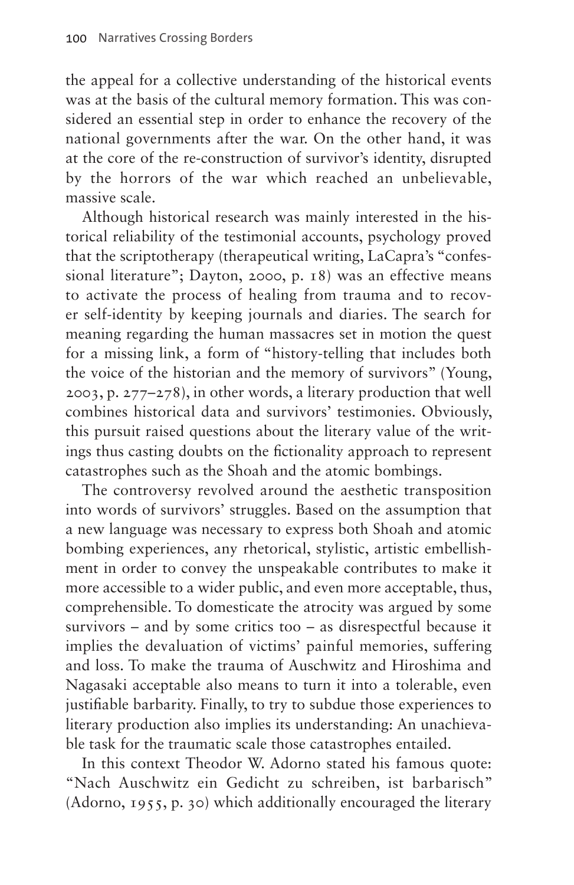the appeal for a collective understanding of the historical events was at the basis of the cultural memory formation. This was considered an essential step in order to enhance the recovery of the national governments after the war. On the other hand, it was at the core of the re-construction of survivor's identity, disrupted by the horrors of the war which reached an unbelievable, massive scale.

Although historical research was mainly interested in the historical reliability of the testimonial accounts, psychology proved that the scriptotherapy (therapeutical writing, LaCapra's "confessional literature"; Dayton, 2000, p. 18) was an effective means to activate the process of healing from trauma and to recover self-identity by keeping journals and diaries. The search for meaning regarding the human massacres set in motion the quest for a missing link, a form of "history-telling that includes both the voice of the historian and the memory of survivors" (Young, 2003, p. 277–278), in other words, a literary production that well combines historical data and survivors' testimonies. Obviously, this pursuit raised questions about the literary value of the writings thus casting doubts on the fictionality approach to represent catastrophes such as the Shoah and the atomic bombings.

The controversy revolved around the aesthetic transposition into words of survivors' struggles. Based on the assumption that a new language was necessary to express both Shoah and atomic bombing experiences, any rhetorical, stylistic, artistic embellishment in order to convey the unspeakable contributes to make it more accessible to a wider public, and even more acceptable, thus, comprehensible. To domesticate the atrocity was argued by some survivors – and by some critics too – as disrespectful because it implies the devaluation of victims' painful memories, suffering and loss. To make the trauma of Auschwitz and Hiroshima and Nagasaki acceptable also means to turn it into a tolerable, even justifiable barbarity. Finally, to try to subdue those experiences to literary production also implies its understanding: An unachievable task for the traumatic scale those catastrophes entailed.

In this context Theodor W. Adorno stated his famous quote: "Nach Auschwitz ein Gedicht zu schreiben, ist barbarisch" (Adorno, 1955, p. 30) which additionally encouraged the literary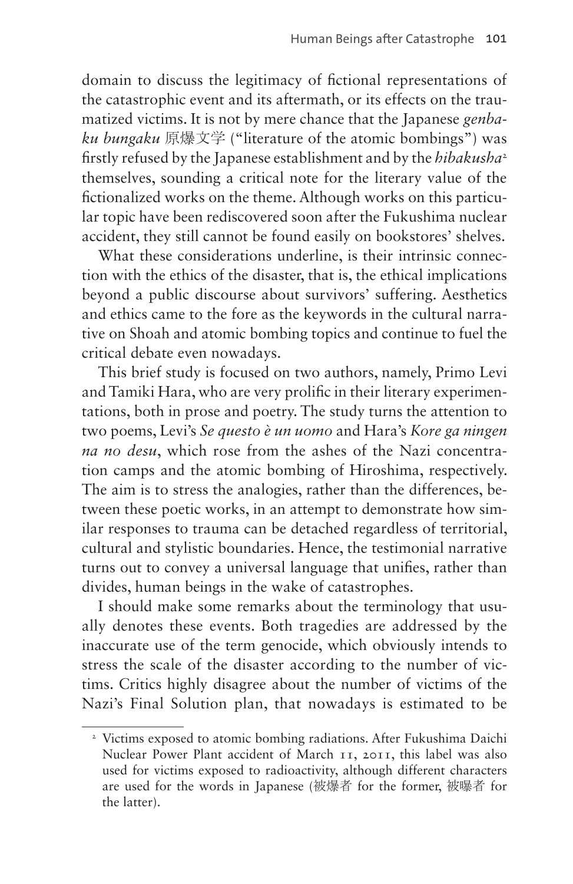domain to discuss the legitimacy of fictional representations of the catastrophic event and its aftermath, or its effects on the traumatized victims. It is not by mere chance that the Japanese *genbaku bungaku* 原爆文学 ("literature of the atomic bombings") was firstly refused by the Japanese establishment and by the *hibakusha*[2] themselves, sounding a critical note for the literary value of the fictionalized works on the theme. Although works on this particular topic have been rediscovered soon after the Fukushima nuclear accident, they still cannot be found easily on bookstores' shelves.

What these considerations underline, is their intrinsic connection with the ethics of the disaster, that is, the ethical implications beyond a public discourse about survivors' suffering. Aesthetics and ethics came to the fore as the keywords in the cultural narrative on Shoah and atomic bombing topics and continue to fuel the critical debate even nowadays.

This brief study is focused on two authors, namely, Primo Levi and Tamiki Hara, who are very prolific in their literary experimentations, both in prose and poetry. The study turns the attention to two poems, Levi's *Se questo è un uomo* and Hara's *Kore ga ningen na no desu*, which rose from the ashes of the Nazi concentration camps and the atomic bombing of Hiroshima, respectively. The aim is to stress the analogies, rather than the differences, between these poetic works, in an attempt to demonstrate how similar responses to trauma can be detached regardless of territorial, cultural and stylistic boundaries. Hence, the testimonial narrative turns out to convey a universal language that unifies, rather than divides, human beings in the wake of catastrophes.

I should make some remarks about the terminology that usually denotes these events. Both tragedies are addressed by the inaccurate use of the term genocide, which obviously intends to stress the scale of the disaster according to the number of victims. Critics highly disagree about the number of victims of the Nazi's Final Solution plan, that nowadays is estimated to be

---

[2] Victims exposed to atomic bombing radiations. After Fukushima Daichi Nuclear Power Plant accident of March 11, 2011, this label was also used for victims exposed to radioactivity, although different characters are used for the words in Japanese (被爆者 for the former, 被曝者 for the latter).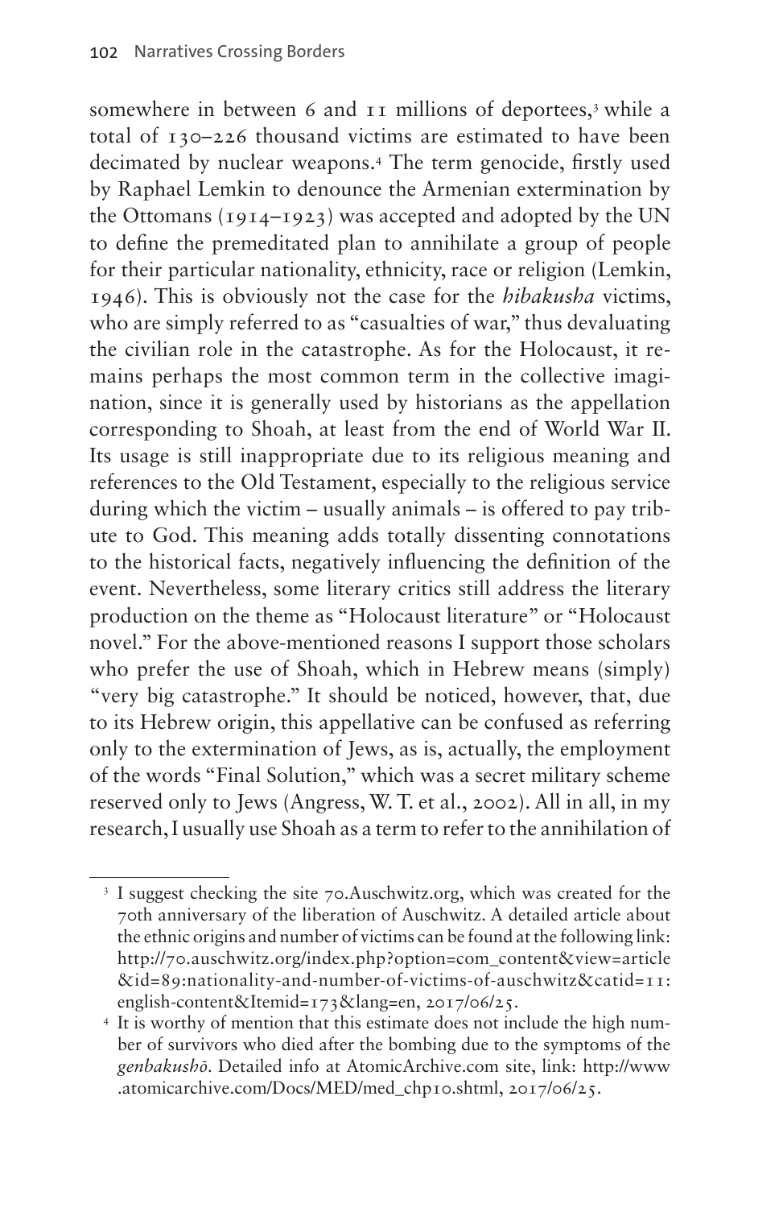somewhere in between 6 and 11 millions of deportees,[3] while a total of 130–226 thousand victims are estimated to have been decimated by nuclear weapons.[4] The term genocide, firstly used by Raphael Lemkin to denounce the Armenian extermination by the Ottomans (1914–1923) was accepted and adopted by the UN to define the premeditated plan to annihilate a group of people for their particular nationality, ethnicity, race or religion (Lemkin, 1946). This is obviously not the case for the *hibakusha* victims, who are simply referred to as "casualties of war," thus devaluating the civilian role in the catastrophe. As for the Holocaust, it remains perhaps the most common term in the collective imagination, since it is generally used by historians as the appellation corresponding to Shoah, at least from the end of World War II. Its usage is still inappropriate due to its religious meaning and references to the Old Testament, especially to the religious service during which the victim – usually animals – is offered to pay tribute to God. This meaning adds totally dissenting connotations to the historical facts, negatively influencing the definition of the event. Nevertheless, some literary critics still address the literary production on the theme as "Holocaust literature" or "Holocaust novel." For the above-mentioned reasons I support those scholars who prefer the use of Shoah, which in Hebrew means (simply) "very big catastrophe." It should be noticed, however, that, due to its Hebrew origin, this appellative can be confused as referring only to the extermination of Jews, as is, actually, the employment of the words "Final Solution," which was a secret military scheme reserved only to Jews (Angress, W. T. et al., 2002). All in all, in my research, I usually use Shoah as a term to refer to the annihilation of

---

[3] I suggest checking the site 70.Auschwitz.org, which was created for the 70th anniversary of the liberation of Auschwitz. A detailed article about the ethnic origins and number of victims can be found at the following link: http://70.auschwitz.org/index.php?option=com_content&view=article&id=89:nationality-and-number-of-victims-of-auschwitz&catid=11:english-content&Itemid=173&lang=en, 2017/06/25.

[4] It is worthy of mention that this estimate does not include the high number of survivors who died after the bombing due to the symptoms of the *genbakushō*. Detailed info at AtomicArchive.com site, link: http://www.atomicarchive.com/Docs/MED/med_chp10.shtml, 2017/06/25.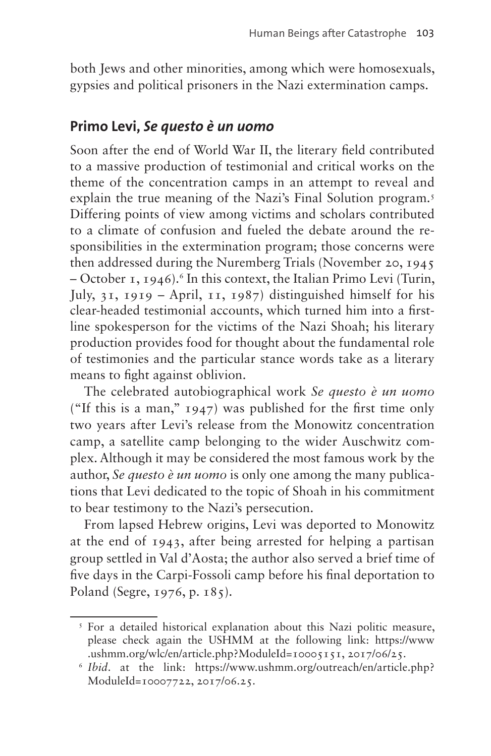both Jews and other minorities, among which were homosexuals, gypsies and political prisoners in the Nazi extermination camps.

## Primo Levi, *Se questo è un uomo*

Soon after the end of World War II, the literary field contributed to a massive production of testimonial and critical works on the theme of the concentration camps in an attempt to reveal and explain the true meaning of the Nazi's Final Solution program.[5] Differing points of view among victims and scholars contributed to a climate of confusion and fueled the debate around the responsibilities in the extermination program; those concerns were then addressed during the Nuremberg Trials (November 20, 1945 – October 1, 1946).[6] In this context, the Italian Primo Levi (Turin, July, 31, 1919 – April, 11, 1987) distinguished himself for his clear-headed testimonial accounts, which turned him into a first-line spokesperson for the victims of the Nazi Shoah; his literary production provides food for thought about the fundamental role of testimonies and the particular stance words take as a literary means to fight against oblivion.

The celebrated autobiographical work *Se questo è un uomo* ("If this is a man," 1947) was published for the first time only two years after Levi's release from the Monowitz concentration camp, a satellite camp belonging to the wider Auschwitz complex. Although it may be considered the most famous work by the author, *Se questo è un uomo* is only one among the many publications that Levi dedicated to the topic of Shoah in his commitment to bear testimony to the Nazi's persecution.

From lapsed Hebrew origins, Levi was deported to Monowitz at the end of 1943, after being arrested for helping a partisan group settled in Val d'Aosta; the author also served a brief time of five days in the Carpi-Fossoli camp before his final deportation to Poland (Segre, 1976, p. 185).

---

[5] For a detailed historical explanation about this Nazi politic measure, please check again the USHMM at the following link: https://www.ushmm.org/wlc/en/article.php?ModuleId=10005151, 2017/06/25.

[6] *Ibid*. at the link: https://www.ushmm.org/outreach/en/article.php?ModuleId=10007722, 2017/06.25.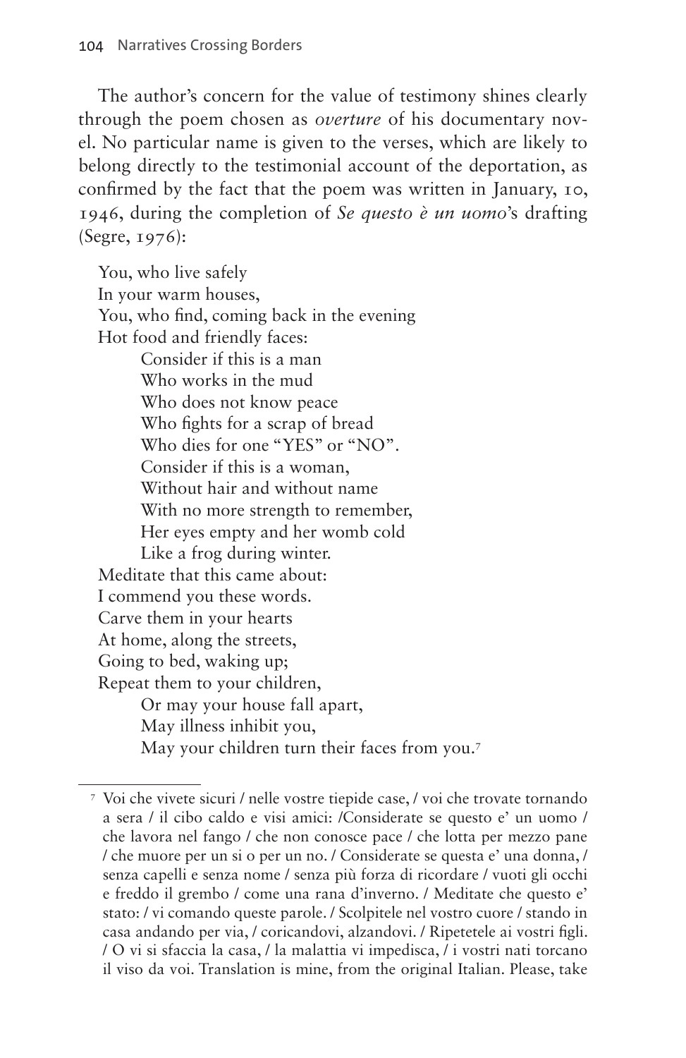The author's concern for the value of testimony shines clearly through the poem chosen as *overture* of his documentary novel. No particular name is given to the verses, which are likely to belong directly to the testimonial account of the deportation, as confirmed by the fact that the poem was written in January, 10, 1946, during the completion of *Se questo è un uomo*'s drafting (Segre, 1976):

> You, who live safely  
> In your warm houses,  
> You, who find, coming back in the evening  
> Hot food and friendly faces:  
> &nbsp;&nbsp;&nbsp;&nbsp;Consider if this is a man  
> &nbsp;&nbsp;&nbsp;&nbsp;Who works in the mud  
> &nbsp;&nbsp;&nbsp;&nbsp;Who does not know peace  
> &nbsp;&nbsp;&nbsp;&nbsp;Who fights for a scrap of bread  
> &nbsp;&nbsp;&nbsp;&nbsp;Who dies for one "YES" or "NO".  
> &nbsp;&nbsp;&nbsp;&nbsp;Consider if this is a woman,  
> &nbsp;&nbsp;&nbsp;&nbsp;Without hair and without name  
> &nbsp;&nbsp;&nbsp;&nbsp;With no more strength to remember,  
> &nbsp;&nbsp;&nbsp;&nbsp;Her eyes empty and her womb cold  
> &nbsp;&nbsp;&nbsp;&nbsp;Like a frog during winter.  
> Meditate that this came about:  
> I commend you these words.  
> Carve them in your hearts  
> At home, along the streets,  
> Going to bed, waking up;  
> Repeat them to your children,  
> &nbsp;&nbsp;&nbsp;&nbsp;Or may your house fall apart,  
> &nbsp;&nbsp;&nbsp;&nbsp;May illness inhibit you,  
> &nbsp;&nbsp;&nbsp;&nbsp;May your children turn their faces from you.[7]

---

[7] Voi che vivete sicuri / nelle vostre tiepide case, / voi che trovate tornando a sera / il cibo caldo e visi amici: /Considerate se questo e' un uomo / che lavora nel fango / che non conosce pace / che lotta per mezzo pane / che muore per un si o per un no. / Considerate se questa e' una donna, / senza capelli e senza nome / senza più forza di ricordare / vuoti gli occhi e freddo il grembo / come una rana d'inverno. / Meditate che questo e' stato: / vi comando queste parole. / Scolpitele nel vostro cuore / stando in casa andando per via, / coricandovi, alzandovi. / Ripetetele ai vostri figli. / O vi si sfaccia la casa, / la malattia vi impedisca, / i vostri nati torcano il viso da voi. Translation is mine, from the original Italian. Please, take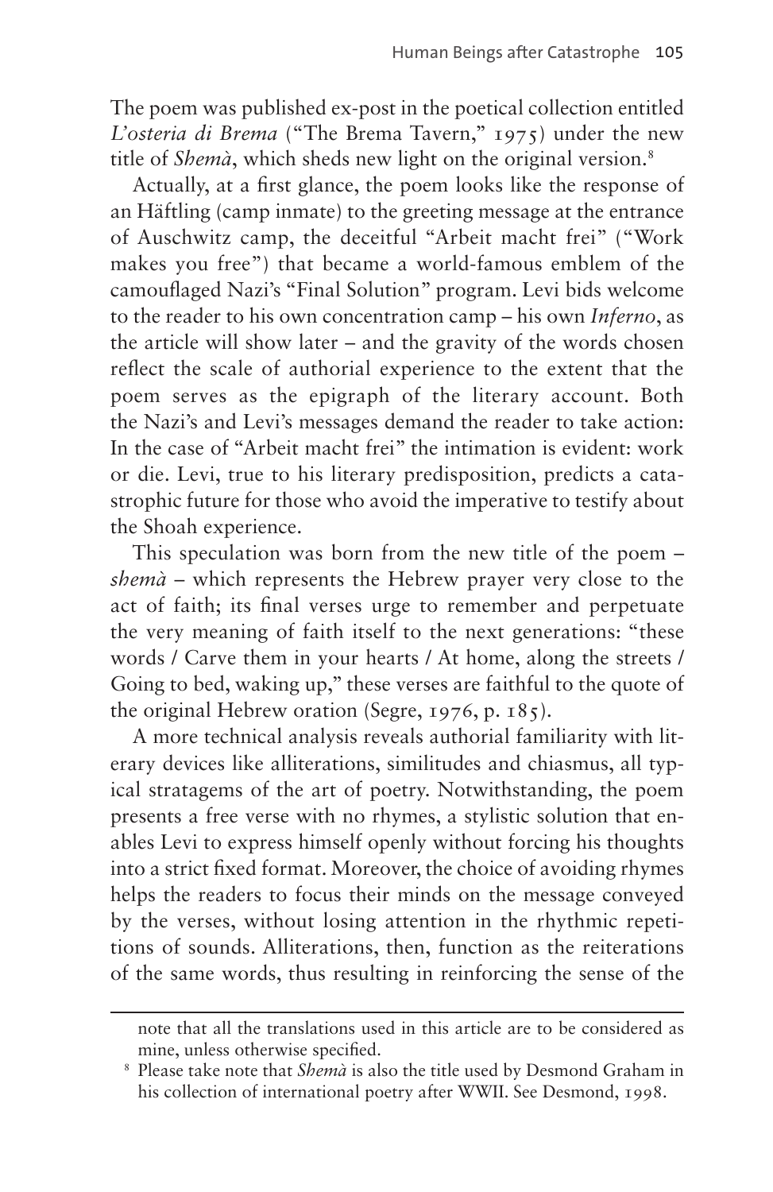The poem was published ex-post in the poetical collection entitled *L'osteria di Brema* ("The Brema Tavern," 1975) under the new title of *Shemà*, which sheds new light on the original version.[8]

Actually, at a first glance, the poem looks like the response of an Häftling (camp inmate) to the greeting message at the entrance of Auschwitz camp, the deceitful "Arbeit macht frei" ("Work makes you free") that became a world-famous emblem of the camouflaged Nazi's "Final Solution" program. Levi bids welcome to the reader to his own concentration camp – his own *Inferno*, as the article will show later – and the gravity of the words chosen reflect the scale of authorial experience to the extent that the poem serves as the epigraph of the literary account. Both the Nazi's and Levi's messages demand the reader to take action: In the case of "Arbeit macht frei" the intimation is evident: work or die. Levi, true to his literary predisposition, predicts a catastrophic future for those who avoid the imperative to testify about the Shoah experience.

This speculation was born from the new title of the poem – *shemà* – which represents the Hebrew prayer very close to the act of faith; its final verses urge to remember and perpetuate the very meaning of faith itself to the next generations: "these words / Carve them in your hearts / At home, along the streets / Going to bed, waking up," these verses are faithful to the quote of the original Hebrew oration (Segre, 1976, p. 185).

A more technical analysis reveals authorial familiarity with literary devices like alliterations, similitudes and chiasmus, all typical stratagems of the art of poetry. Notwithstanding, the poem presents a free verse with no rhymes, a stylistic solution that enables Levi to express himself openly without forcing his thoughts into a strict fixed format. Moreover, the choice of avoiding rhymes helps the readers to focus their minds on the message conveyed by the verses, without losing attention in the rhythmic repetitions of sounds. Alliterations, then, function as the reiterations of the same words, thus resulting in reinforcing the sense of the

---

note that all the translations used in this article are to be considered as mine, unless otherwise specified.

[8] Please take note that *Shemà* is also the title used by Desmond Graham in his collection of international poetry after WWII. See Desmond, 1998.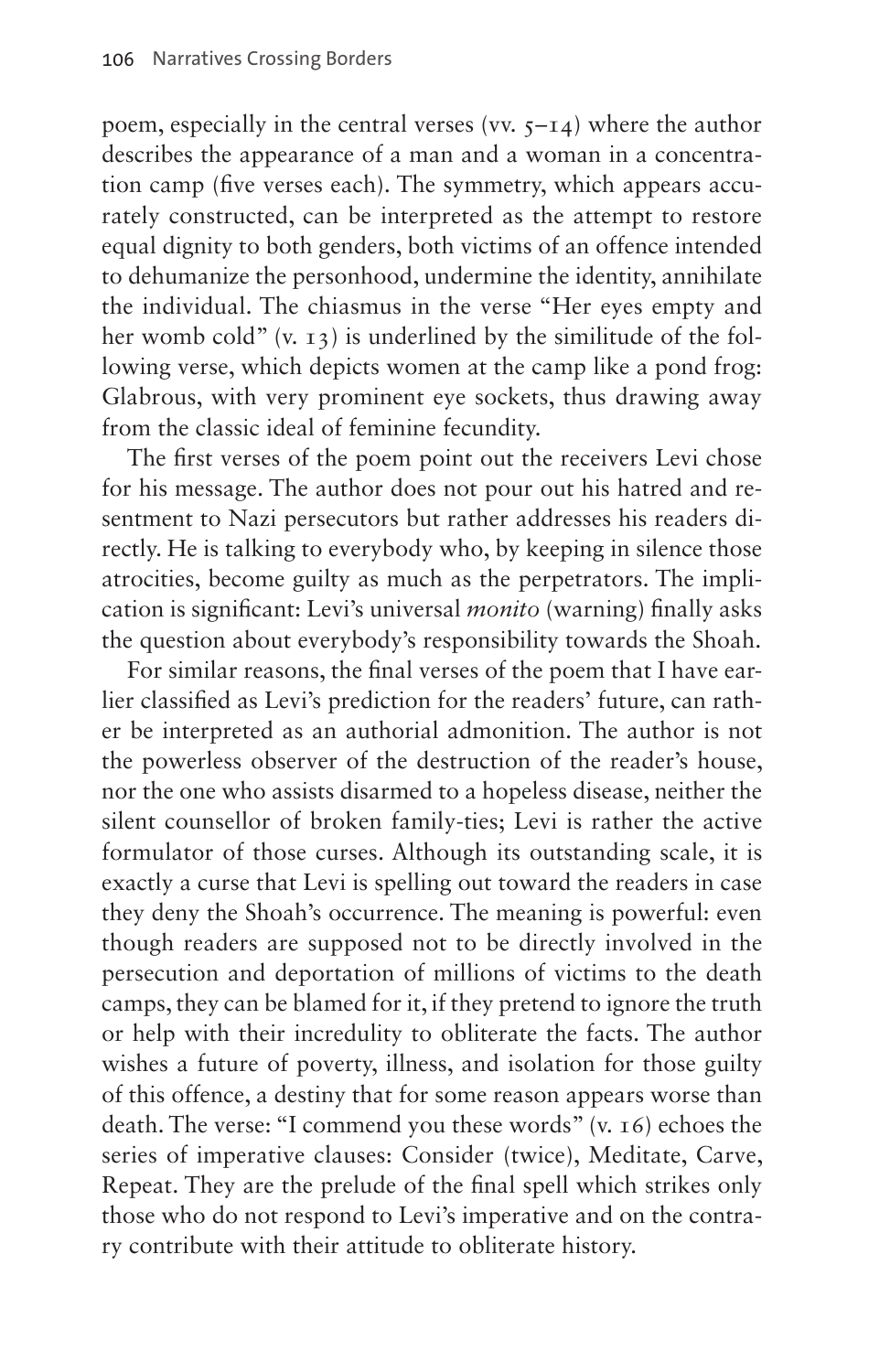poem, especially in the central verses (vv. 5–14) where the author describes the appearance of a man and a woman in a concentration camp (five verses each). The symmetry, which appears accurately constructed, can be interpreted as the attempt to restore equal dignity to both genders, both victims of an offence intended to dehumanize the personhood, undermine the identity, annihilate the individual. The chiasmus in the verse "Her eyes empty and her womb cold" (v. 13) is underlined by the similitude of the following verse, which depicts women at the camp like a pond frog: Glabrous, with very prominent eye sockets, thus drawing away from the classic ideal of feminine fecundity.

The first verses of the poem point out the receivers Levi chose for his message. The author does not pour out his hatred and resentment to Nazi persecutors but rather addresses his readers directly. He is talking to everybody who, by keeping in silence those atrocities, become guilty as much as the perpetrators. The implication is significant: Levi's universal *monito* (warning) finally asks the question about everybody's responsibility towards the Shoah.

For similar reasons, the final verses of the poem that I have earlier classified as Levi's prediction for the readers' future, can rather be interpreted as an authorial admonition. The author is not the powerless observer of the destruction of the reader's house, nor the one who assists disarmed to a hopeless disease, neither the silent counsellor of broken family-ties; Levi is rather the active formulator of those curses. Although its outstanding scale, it is exactly a curse that Levi is spelling out toward the readers in case they deny the Shoah's occurrence. The meaning is powerful: even though readers are supposed not to be directly involved in the persecution and deportation of millions of victims to the death camps, they can be blamed for it, if they pretend to ignore the truth or help with their incredulity to obliterate the facts. The author wishes a future of poverty, illness, and isolation for those guilty of this offence, a destiny that for some reason appears worse than death. The verse: "I commend you these words" (v. 16) echoes the series of imperative clauses: Consider (twice), Meditate, Carve, Repeat. They are the prelude of the final spell which strikes only those who do not respond to Levi's imperative and on the contrary contribute with their attitude to obliterate history.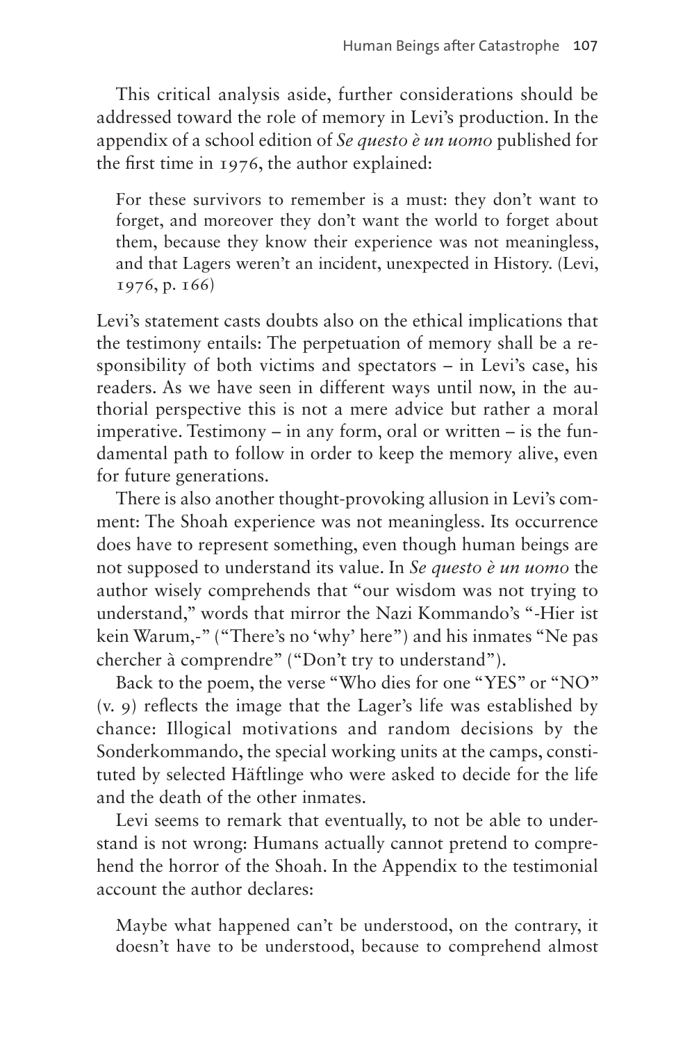This critical analysis aside, further considerations should be addressed toward the role of memory in Levi's production. In the appendix of a school edition of *Se questo è un uomo* published for the first time in 1976, the author explained:

> For these survivors to remember is a must: they don't want to forget, and moreover they don't want the world to forget about them, because they know their experience was not meaningless, and that Lagers weren't an incident, unexpected in History. (Levi, 1976, p. 166)

Levi's statement casts doubts also on the ethical implications that the testimony entails: The perpetuation of memory shall be a responsibility of both victims and spectators – in Levi's case, his readers. As we have seen in different ways until now, in the authorial perspective this is not a mere advice but rather a moral imperative. Testimony – in any form, oral or written – is the fundamental path to follow in order to keep the memory alive, even for future generations.

There is also another thought-provoking allusion in Levi's comment: The Shoah experience was not meaningless. Its occurrence does have to represent something, even though human beings are not supposed to understand its value. In *Se questo è un uomo* the author wisely comprehends that "our wisdom was not trying to understand," words that mirror the Nazi Kommando's "-Hier ist kein Warum,-" ("There's no 'why' here") and his inmates "Ne pas chercher à comprendre" ("Don't try to understand").

Back to the poem, the verse "Who dies for one "YES" or "NO" (v. 9) reflects the image that the Lager's life was established by chance: Illogical motivations and random decisions by the Sonderkommando, the special working units at the camps, constituted by selected Häftlinge who were asked to decide for the life and the death of the other inmates.

Levi seems to remark that eventually, to not be able to understand is not wrong: Humans actually cannot pretend to comprehend the horror of the Shoah. In the Appendix to the testimonial account the author declares:

> Maybe what happened can't be understood, on the contrary, it doesn't have to be understood, because to comprehend almost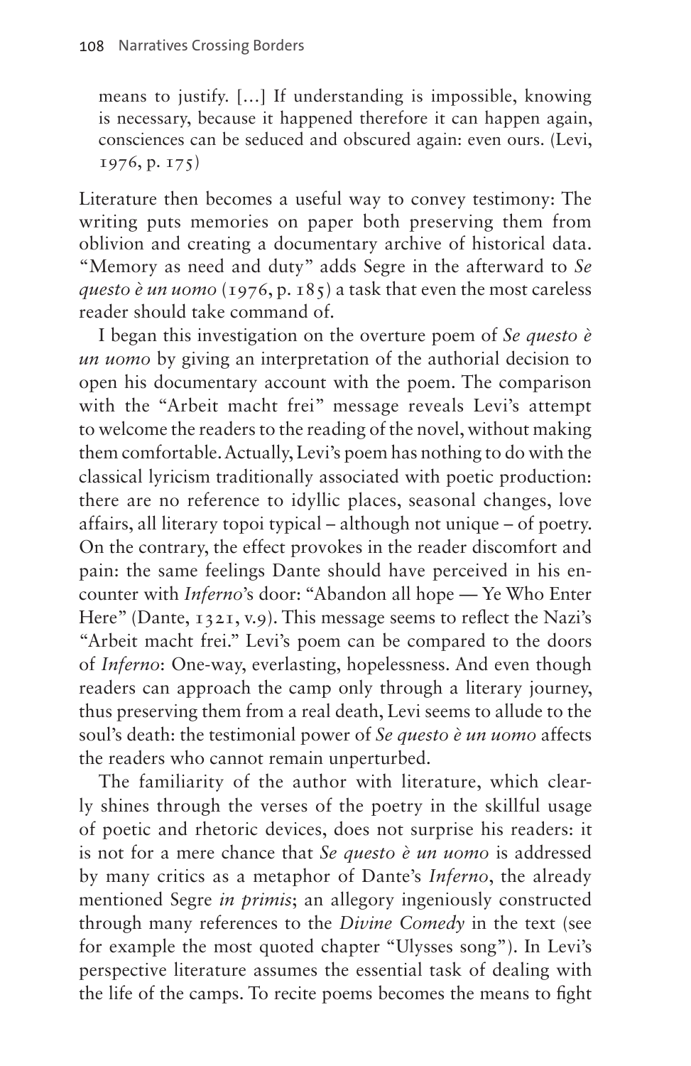> means to justify. [...] If understanding is impossible, knowing is necessary, because it happened therefore it can happen again, consciences can be seduced and obscured again: even ours. (Levi, 1976, p. 175)

Literature then becomes a useful way to convey testimony: The writing puts memories on paper both preserving them from oblivion and creating a documentary archive of historical data. "Memory as need and duty" adds Segre in the afterward to *Se questo è un uomo* (1976, p. 185) a task that even the most careless reader should take command of.

I began this investigation on the overture poem of *Se questo è un uomo* by giving an interpretation of the authorial decision to open his documentary account with the poem. The comparison with the "Arbeit macht frei" message reveals Levi's attempt to welcome the readers to the reading of the novel, without making them comfortable. Actually, Levi's poem has nothing to do with the classical lyricism traditionally associated with poetic production: there are no reference to idyllic places, seasonal changes, love affairs, all literary topoi typical – although not unique – of poetry. On the contrary, the effect provokes in the reader discomfort and pain: the same feelings Dante should have perceived in his encounter with *Inferno*'s door: "Abandon all hope — Ye Who Enter Here" (Dante, 1321, v.9). This message seems to reflect the Nazi's "Arbeit macht frei." Levi's poem can be compared to the doors of *Inferno*: One-way, everlasting, hopelessness. And even though readers can approach the camp only through a literary journey, thus preserving them from a real death, Levi seems to allude to the soul's death: the testimonial power of *Se questo è un uomo* affects the readers who cannot remain unperturbed.

The familiarity of the author with literature, which clearly shines through the verses of the poetry in the skillful usage of poetic and rhetoric devices, does not surprise his readers: it is not for a mere chance that *Se questo è un uomo* is addressed by many critics as a metaphor of Dante's *Inferno*, the already mentioned Segre *in primis*; an allegory ingeniously constructed through many references to the *Divine Comedy* in the text (see for example the most quoted chapter "Ulysses song"). In Levi's perspective literature assumes the essential task of dealing with the life of the camps. To recite poems becomes the means to fight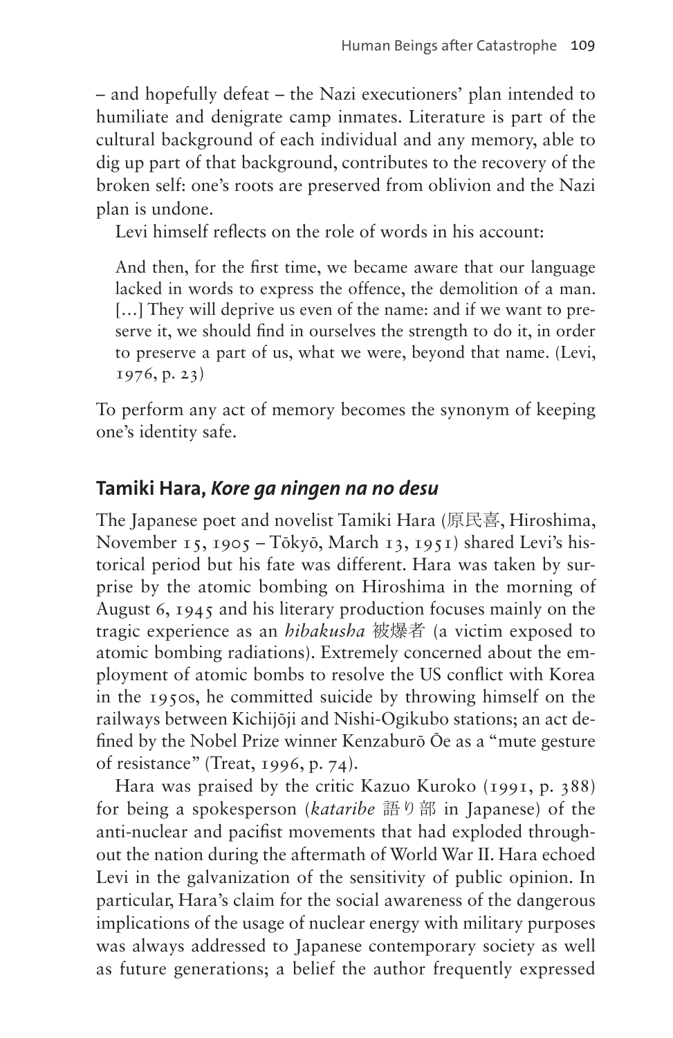– and hopefully defeat – the Nazi executioners' plan intended to humiliate and denigrate camp inmates. Literature is part of the cultural background of each individual and any memory, able to dig up part of that background, contributes to the recovery of the broken self: one's roots are preserved from oblivion and the Nazi plan is undone.

Levi himself reflects on the role of words in his account:

> And then, for the first time, we became aware that our language lacked in words to express the offence, the demolition of a man. [...] They will deprive us even of the name: and if we want to preserve it, we should find in ourselves the strength to do it, in order to preserve a part of us, what we were, beyond that name. (Levi, 1976, p. 23)

To perform any act of memory becomes the synonym of keeping one's identity safe.

## Tamiki Hara, *Kore ga ningen na no desu*

The Japanese poet and novelist Tamiki Hara (原民喜, Hiroshima, November 15, 1905 – Tōkyō, March 13, 1951) shared Levi's historical period but his fate was different. Hara was taken by surprise by the atomic bombing on Hiroshima in the morning of August 6, 1945 and his literary production focuses mainly on the tragic experience as an *hibakusha* 被爆者 (a victim exposed to atomic bombing radiations). Extremely concerned about the employment of atomic bombs to resolve the US conflict with Korea in the 1950s, he committed suicide by throwing himself on the railways between Kichijōji and Nishi-Ogikubo stations; an act defined by the Nobel Prize winner Kenzaburō Ōe as a "mute gesture of resistance" (Treat, 1996, p. 74).

Hara was praised by the critic Kazuo Kuroko (1991, p. 388) for being a spokesperson (*kataribe* 語り部 in Japanese) of the anti-nuclear and pacifist movements that had exploded throughout the nation during the aftermath of World War II. Hara echoed Levi in the galvanization of the sensitivity of public opinion. In particular, Hara's claim for the social awareness of the dangerous implications of the usage of nuclear energy with military purposes was always addressed to Japanese contemporary society as well as future generations; a belief the author frequently expressed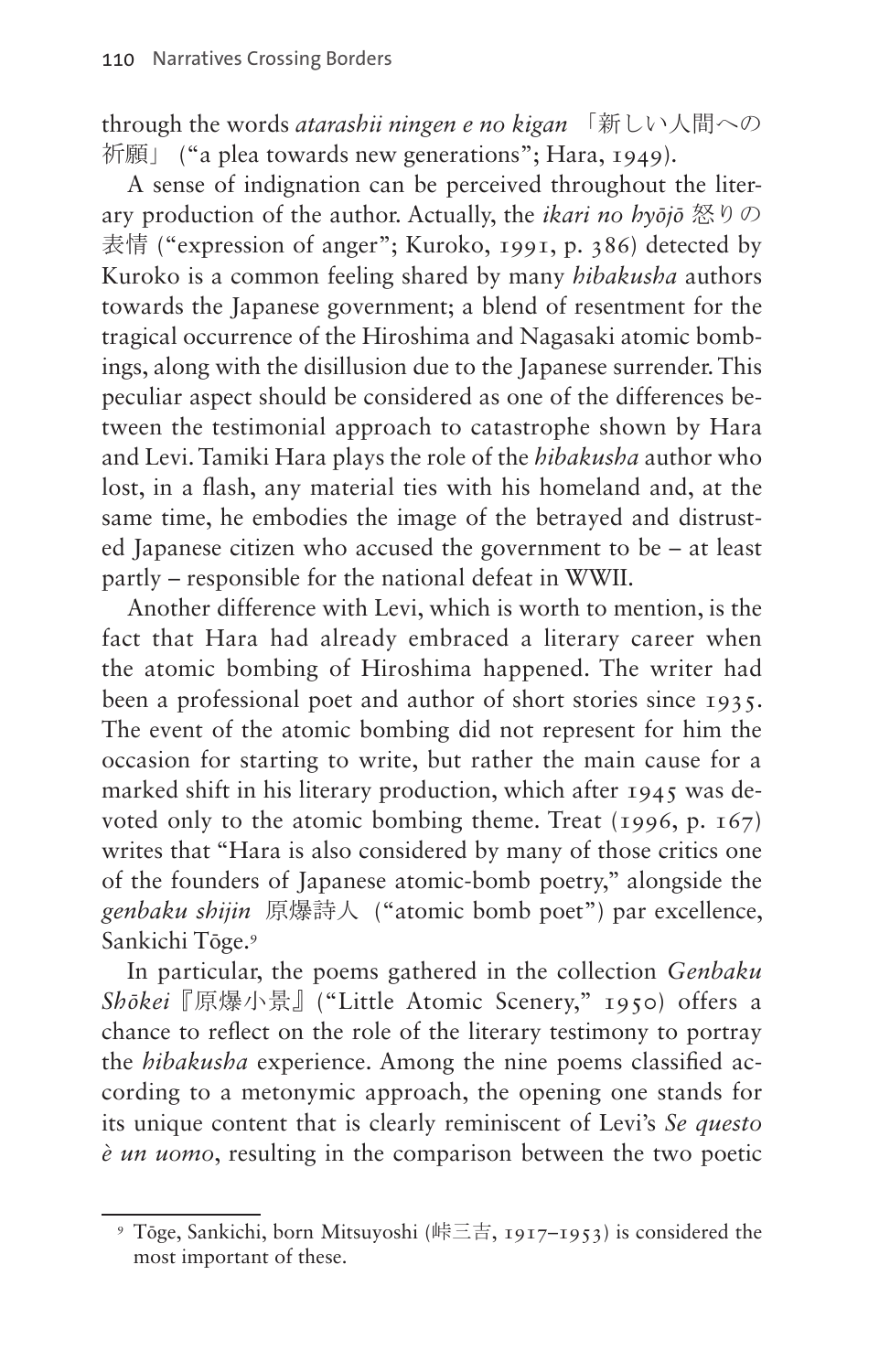through the words *atarashii ningen e no kigan* 「新しい人間への祈願」 ("a plea towards new generations"; Hara, 1949).

A sense of indignation can be perceived throughout the literary production of the author. Actually, the *ikari no hyōjō* 怒りの表情 ("expression of anger"; Kuroko, 1991, p. 386) detected by Kuroko is a common feeling shared by many *hibakusha* authors towards the Japanese government; a blend of resentment for the tragical occurrence of the Hiroshima and Nagasaki atomic bombings, along with the disillusion due to the Japanese surrender. This peculiar aspect should be considered as one of the differences between the testimonial approach to catastrophe shown by Hara and Levi. Tamiki Hara plays the role of the *hibakusha* author who lost, in a flash, any material ties with his homeland and, at the same time, he embodies the image of the betrayed and distrusted Japanese citizen who accused the government to be – at least partly – responsible for the national defeat in WWII.

Another difference with Levi, which is worth to mention, is the fact that Hara had already embraced a literary career when the atomic bombing of Hiroshima happened. The writer had been a professional poet and author of short stories since 1935. The event of the atomic bombing did not represent for him the occasion for starting to write, but rather the main cause for a marked shift in his literary production, which after 1945 was devoted only to the atomic bombing theme. Treat (1996, p. 167) writes that "Hara is also considered by many of those critics one of the founders of Japanese atomic-bomb poetry," alongside the *genbaku shijin* 原爆詩人 ("atomic bomb poet") par excellence, Sankichi Tōge.[9]

In particular, the poems gathered in the collection *Genbaku Shōkei*『原爆小景』("Little Atomic Scenery," 1950) offers a chance to reflect on the role of the literary testimony to portray the *hibakusha* experience. Among the nine poems classified according to a metonymic approach, the opening one stands for its unique content that is clearly reminiscent of Levi's *Se questo è un uomo*, resulting in the comparison between the two poetic

[9] Tōge, Sankichi, born Mitsuyoshi (峠三吉, 1917–1953) is considered the most important of these.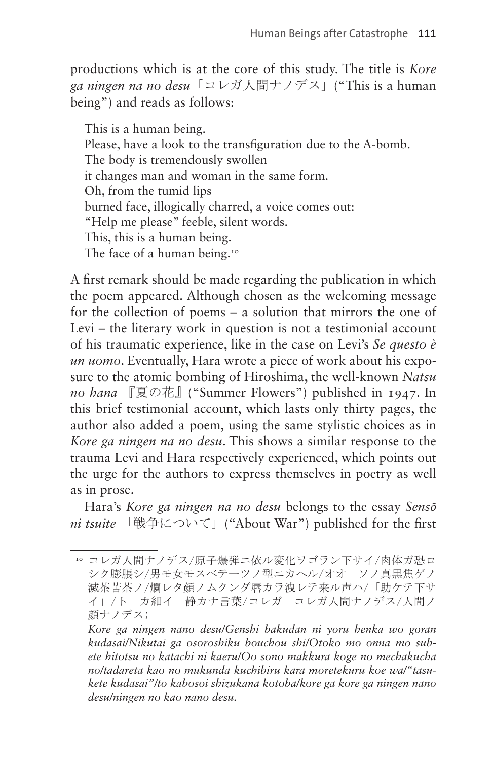productions which is at the core of this study. The title is *Kore ga ningen na no desu*「コレガ人間ナノデス」("This is a human being") and reads as follows:

> This is a human being.
> Please, have a look to the transfiguration due to the A-bomb.
> The body is tremendously swollen
> it changes man and woman in the same form.
> Oh, from the tumid lips
> burned face, illogically charred, a voice comes out:
> "Help me please" feeble, silent words.
> This, this is a human being.
> The face of a human being.[10]

A first remark should be made regarding the publication in which the poem appeared. Although chosen as the welcoming message for the collection of poems – a solution that mirrors the one of Levi – the literary work in question is not a testimonial account of his traumatic experience, like in the case on Levi's *Se questo è un uomo*. Eventually, Hara wrote a piece of work about his exposure to the atomic bombing of Hiroshima, the well-known *Natsu no hana* 『夏の花』("Summer Flowers") published in 1947. In this brief testimonial account, which lasts only thirty pages, the author also added a poem, using the same stylistic choices as in *Kore ga ningen na no desu*. This shows a similar response to the trauma Levi and Hara respectively experienced, which points out the urge for the authors to express themselves in poetry as well as in prose.

Hara's *Kore ga ningen na no desu* belongs to the essay *Sensō ni tsuite* 「戦争について」("About War") published for the first

---

[10] コレガ人間ナノデス/原子爆弾ニ依ル変化ヲゴラン下サイ/肉体ガ恐ロシク膨脹シ/男モ女モスベテ一ツノ型ニカヘル/オオ　ソノ真黒焦ゲノ滅茶苦茶ノ/爛レタ顔ノムクンダ唇カラ洩レテ来ル声ハ/「助ケテ下サイ」/ト　カ細イ　静カナ言葉/コレガ　コレガ人間ナノデス/人間ノ顔ナノデス;

*Kore ga ningen nano desu/Genshi bakudan ni yoru henka wo goran kudasai/Nikutai ga osoroshiku bouchou shi/Otoko mo onna mo subete hitotsu no katachi ni kaeru/Oo sono makkura koge no mechakucha no/tadareta kao no mukunda kuchibiru kara moretekuru koe wa/"tasukete kudasai"/to kabosoi shizukana kotoba/kore ga kore ga ningen nano desu/ningen no kao nano desu.*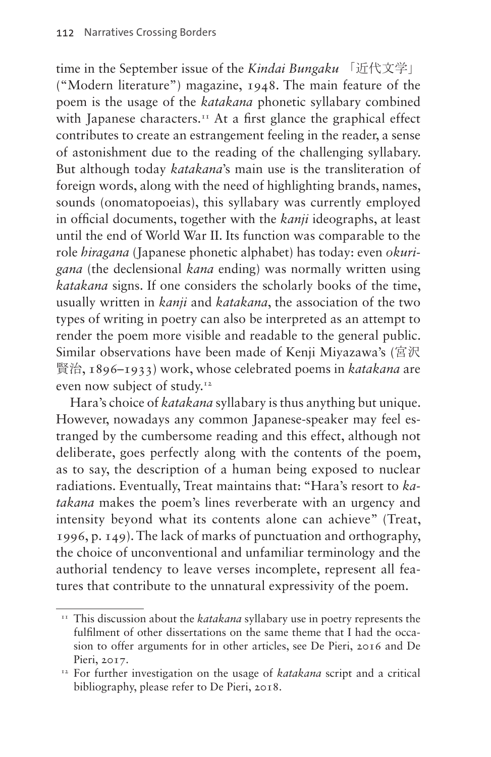time in the September issue of the *Kindai Bungaku* 「近代文学」 ("Modern literature") magazine, 1948. The main feature of the poem is the usage of the *katakana* phonetic syllabary combined with Japanese characters.[11] At a first glance the graphical effect contributes to create an estrangement feeling in the reader, a sense of astonishment due to the reading of the challenging syllabary. But although today *katakana*'s main use is the transliteration of foreign words, along with the need of highlighting brands, names, sounds (onomatopoeias), this syllabary was currently employed in official documents, together with the *kanji* ideographs, at least until the end of World War II. Its function was comparable to the role *hiragana* (Japanese phonetic alphabet) has today: even *okurigana* (the declensional *kana* ending) was normally written using *katakana* signs. If one considers the scholarly books of the time, usually written in *kanji* and *katakana*, the association of the two types of writing in poetry can also be interpreted as an attempt to render the poem more visible and readable to the general public. Similar observations have been made of Kenji Miyazawa's (宮沢賢治, 1896–1933) work, whose celebrated poems in *katakana* are even now subject of study.[12]

Hara's choice of *katakana* syllabary is thus anything but unique. However, nowadays any common Japanese-speaker may feel estranged by the cumbersome reading and this effect, although not deliberate, goes perfectly along with the contents of the poem, as to say, the description of a human being exposed to nuclear radiations. Eventually, Treat maintains that: "Hara's resort to *katakana* makes the poem's lines reverberate with an urgency and intensity beyond what its contents alone can achieve" (Treat, 1996, p. 149). The lack of marks of punctuation and orthography, the choice of unconventional and unfamiliar terminology and the authorial tendency to leave verses incomplete, represent all features that contribute to the unnatural expressivity of the poem.

[11] This discussion about the *katakana* syllabary use in poetry represents the fulfilment of other dissertations on the same theme that I had the occasion to offer arguments for in other articles, see De Pieri, 2016 and De Pieri, 2017.

[12] For further investigation on the usage of *katakana* script and a critical bibliography, please refer to De Pieri, 2018.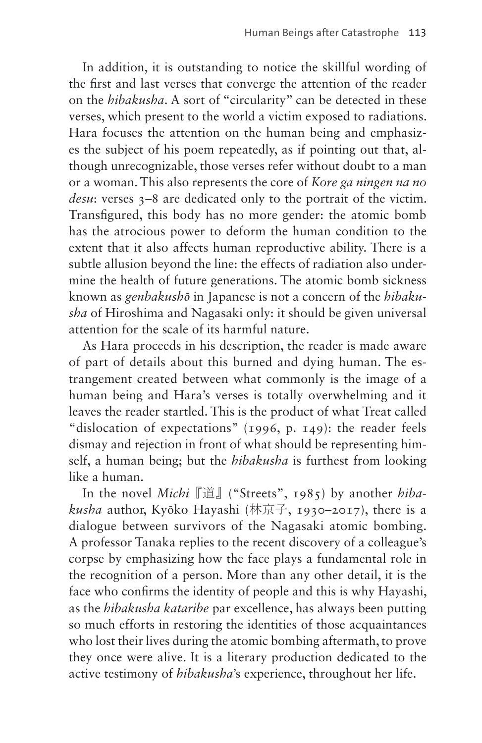In addition, it is outstanding to notice the skillful wording of the first and last verses that converge the attention of the reader on the *hibakusha*. A sort of "circularity" can be detected in these verses, which present to the world a victim exposed to radiations. Hara focuses the attention on the human being and emphasizes the subject of his poem repeatedly, as if pointing out that, although unrecognizable, those verses refer without doubt to a man or a woman. This also represents the core of *Kore ga ningen na no desu*: verses 3–8 are dedicated only to the portrait of the victim. Transfigured, this body has no more gender: the atomic bomb has the atrocious power to deform the human condition to the extent that it also affects human reproductive ability. There is a subtle allusion beyond the line: the effects of radiation also undermine the health of future generations. The atomic bomb sickness known as *genbakushō* in Japanese is not a concern of the *hibakusha* of Hiroshima and Nagasaki only: it should be given universal attention for the scale of its harmful nature.

As Hara proceeds in his description, the reader is made aware of part of details about this burned and dying human. The estrangement created between what commonly is the image of a human being and Hara's verses is totally overwhelming and it leaves the reader startled. This is the product of what Treat called "dislocation of expectations" (1996, p. 149): the reader feels dismay and rejection in front of what should be representing himself, a human being; but the *hibakusha* is furthest from looking like a human.

In the novel *Michi*『道』("Streets", 1985) by another *hibakusha* author, Kyōko Hayashi (林京子, 1930–2017), there is a dialogue between survivors of the Nagasaki atomic bombing. A professor Tanaka replies to the recent discovery of a colleague's corpse by emphasizing how the face plays a fundamental role in the recognition of a person. More than any other detail, it is the face who confirms the identity of people and this is why Hayashi, as the *hibakusha kataribe* par excellence, has always been putting so much efforts in restoring the identities of those acquaintances who lost their lives during the atomic bombing aftermath, to prove they once were alive. It is a literary production dedicated to the active testimony of *hibakusha*'s experience, throughout her life.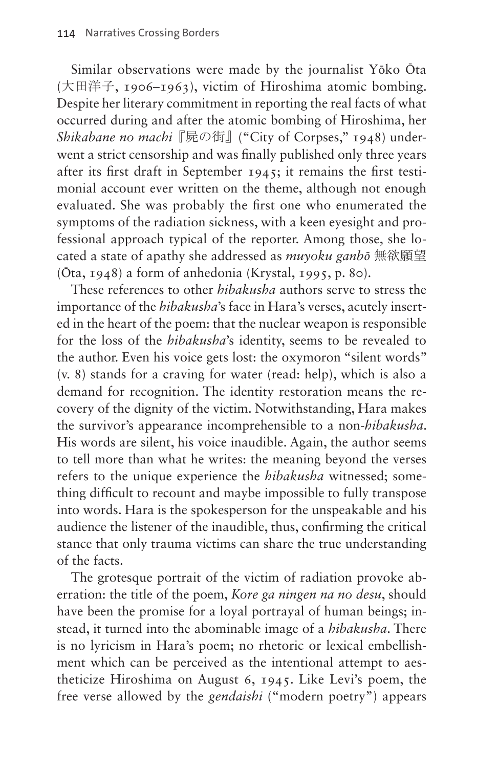Similar observations were made by the journalist Yōko Ōta (大田洋子, 1906–1963), victim of Hiroshima atomic bombing. Despite her literary commitment in reporting the real facts of what occurred during and after the atomic bombing of Hiroshima, her *Shikabane no machi*『屍の街』("City of Corpses," 1948) underwent a strict censorship and was finally published only three years after its first draft in September 1945; it remains the first testimonial account ever written on the theme, although not enough evaluated. She was probably the first one who enumerated the symptoms of the radiation sickness, with a keen eyesight and professional approach typical of the reporter. Among those, she located a state of apathy she addressed as *muyoku ganbō* 無欲願望 (Ōta, 1948) a form of anhedonia (Krystal, 1995, p. 80).

These references to other *hibakusha* authors serve to stress the importance of the *hibakusha*'s face in Hara's verses, acutely inserted in the heart of the poem: that the nuclear weapon is responsible for the loss of the *hibakusha*'s identity, seems to be revealed to the author. Even his voice gets lost: the oxymoron "silent words" (v. 8) stands for a craving for water (read: help), which is also a demand for recognition. The identity restoration means the recovery of the dignity of the victim. Notwithstanding, Hara makes the survivor's appearance incomprehensible to a non-*hibakusha*. His words are silent, his voice inaudible. Again, the author seems to tell more than what he writes: the meaning beyond the verses refers to the unique experience the *hibakusha* witnessed; something difficult to recount and maybe impossible to fully transpose into words. Hara is the spokesperson for the unspeakable and his audience the listener of the inaudible, thus, confirming the critical stance that only trauma victims can share the true understanding of the facts.

The grotesque portrait of the victim of radiation provoke aberration: the title of the poem, *Kore ga ningen na no desu*, should have been the promise for a loyal portrayal of human beings; instead, it turned into the abominable image of a *hibakusha*. There is no lyricism in Hara's poem; no rhetoric or lexical embellishment which can be perceived as the intentional attempt to aestheticize Hiroshima on August 6, 1945. Like Levi's poem, the free verse allowed by the *gendaishi* ("modern poetry") appears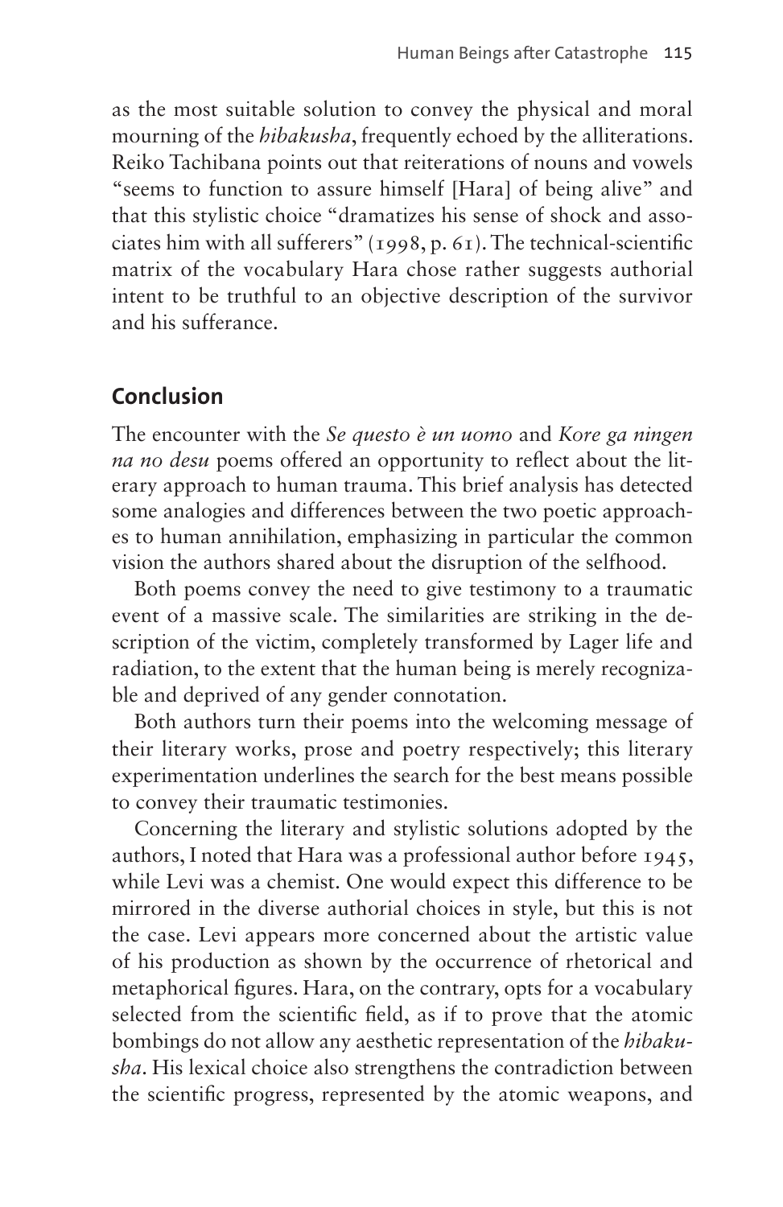as the most suitable solution to convey the physical and moral mourning of the *hibakusha*, frequently echoed by the alliterations. Reiko Tachibana points out that reiterations of nouns and vowels "seems to function to assure himself [Hara] of being alive" and that this stylistic choice "dramatizes his sense of shock and associates him with all sufferers" (1998, p. 61). The technical-scientific matrix of the vocabulary Hara chose rather suggests authorial intent to be truthful to an objective description of the survivor and his sufferance.

## Conclusion

The encounter with the *Se questo è un uomo* and *Kore ga ningen na no desu* poems offered an opportunity to reflect about the literary approach to human trauma. This brief analysis has detected some analogies and differences between the two poetic approaches to human annihilation, emphasizing in particular the common vision the authors shared about the disruption of the selfhood.

Both poems convey the need to give testimony to a traumatic event of a massive scale. The similarities are striking in the description of the victim, completely transformed by Lager life and radiation, to the extent that the human being is merely recognizable and deprived of any gender connotation.

Both authors turn their poems into the welcoming message of their literary works, prose and poetry respectively; this literary experimentation underlines the search for the best means possible to convey their traumatic testimonies.

Concerning the literary and stylistic solutions adopted by the authors, I noted that Hara was a professional author before 1945, while Levi was a chemist. One would expect this difference to be mirrored in the diverse authorial choices in style, but this is not the case. Levi appears more concerned about the artistic value of his production as shown by the occurrence of rhetorical and metaphorical figures. Hara, on the contrary, opts for a vocabulary selected from the scientific field, as if to prove that the atomic bombings do not allow any aesthetic representation of the *hibakusha*. His lexical choice also strengthens the contradiction between the scientific progress, represented by the atomic weapons, and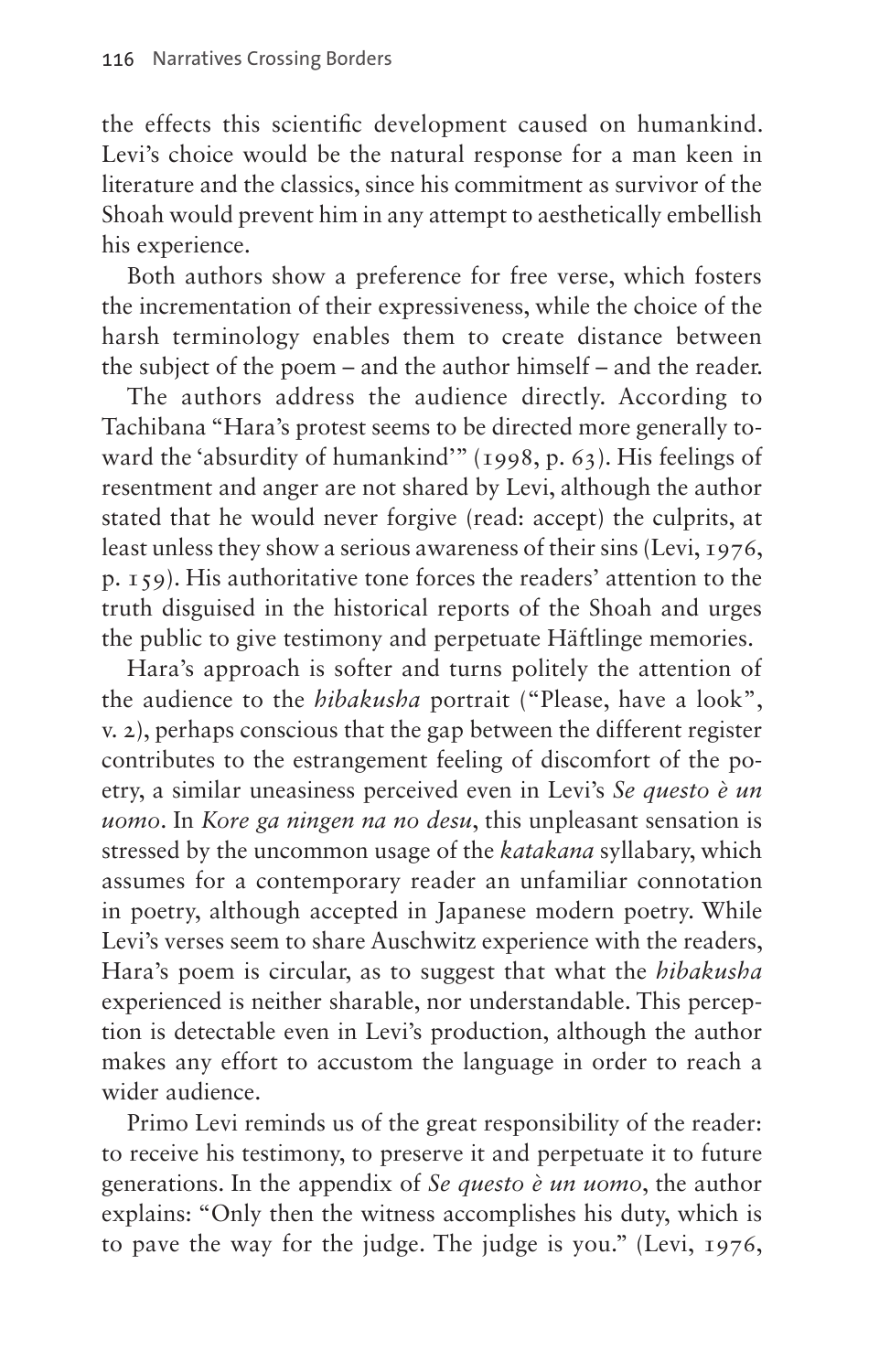the effects this scientific development caused on humankind. Levi's choice would be the natural response for a man keen in literature and the classics, since his commitment as survivor of the Shoah would prevent him in any attempt to aesthetically embellish his experience.

Both authors show a preference for free verse, which fosters the incrementation of their expressiveness, while the choice of the harsh terminology enables them to create distance between the subject of the poem – and the author himself – and the reader.

The authors address the audience directly. According to Tachibana "Hara's protest seems to be directed more generally toward the 'absurdity of humankind'" (1998, p. 63). His feelings of resentment and anger are not shared by Levi, although the author stated that he would never forgive (read: accept) the culprits, at least unless they show a serious awareness of their sins (Levi, 1976, p. 159). His authoritative tone forces the readers' attention to the truth disguised in the historical reports of the Shoah and urges the public to give testimony and perpetuate Häftlinge memories.

Hara's approach is softer and turns politely the attention of the audience to the *hibakusha* portrait ("Please, have a look", v. 2), perhaps conscious that the gap between the different register contributes to the estrangement feeling of discomfort of the poetry, a similar uneasiness perceived even in Levi's *Se questo è un uomo*. In *Kore ga ningen na no desu*, this unpleasant sensation is stressed by the uncommon usage of the *katakana* syllabary, which assumes for a contemporary reader an unfamiliar connotation in poetry, although accepted in Japanese modern poetry. While Levi's verses seem to share Auschwitz experience with the readers, Hara's poem is circular, as to suggest that what the *hibakusha* experienced is neither sharable, nor understandable. This perception is detectable even in Levi's production, although the author makes any effort to accustom the language in order to reach a wider audience.

Primo Levi reminds us of the great responsibility of the reader: to receive his testimony, to preserve it and perpetuate it to future generations. In the appendix of *Se questo è un uomo*, the author explains: "Only then the witness accomplishes his duty, which is to pave the way for the judge. The judge is you." (Levi, 1976,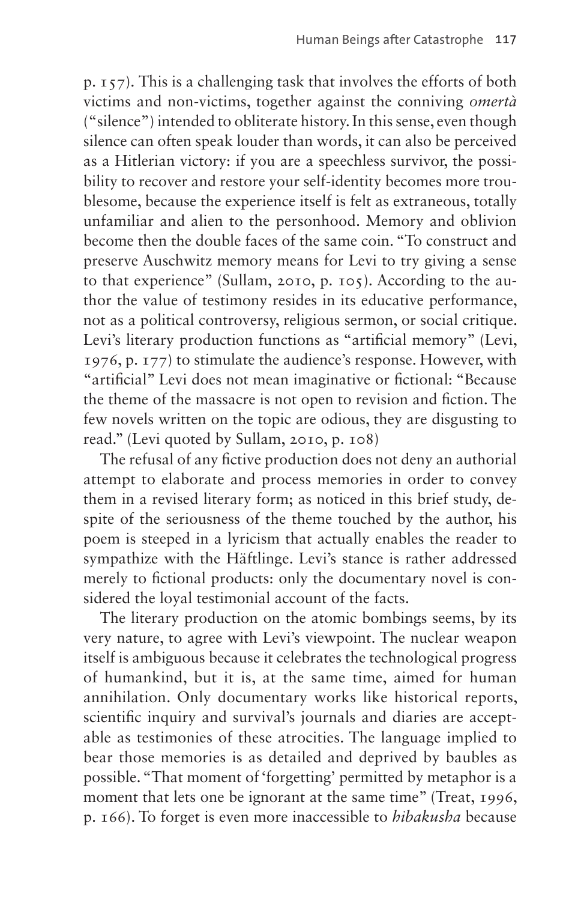p. 157). This is a challenging task that involves the efforts of both victims and non-victims, together against the conniving *omertà* ("silence") intended to obliterate history. In this sense, even though silence can often speak louder than words, it can also be perceived as a Hitlerian victory: if you are a speechless survivor, the possibility to recover and restore your self-identity becomes more troublesome, because the experience itself is felt as extraneous, totally unfamiliar and alien to the personhood. Memory and oblivion become then the double faces of the same coin. "To construct and preserve Auschwitz memory means for Levi to try giving a sense to that experience" (Sullam, 2010, p. 105). According to the author the value of testimony resides in its educative performance, not as a political controversy, religious sermon, or social critique. Levi's literary production functions as "artificial memory" (Levi, 1976, p. 177) to stimulate the audience's response. However, with "artificial" Levi does not mean imaginative or fictional: "Because the theme of the massacre is not open to revision and fiction. The few novels written on the topic are odious, they are disgusting to read." (Levi quoted by Sullam, 2010, p. 108)

The refusal of any fictive production does not deny an authorial attempt to elaborate and process memories in order to convey them in a revised literary form; as noticed in this brief study, despite of the seriousness of the theme touched by the author, his poem is steeped in a lyricism that actually enables the reader to sympathize with the Häftlinge. Levi's stance is rather addressed merely to fictional products: only the documentary novel is considered the loyal testimonial account of the facts.

The literary production on the atomic bombings seems, by its very nature, to agree with Levi's viewpoint. The nuclear weapon itself is ambiguous because it celebrates the technological progress of humankind, but it is, at the same time, aimed for human annihilation. Only documentary works like historical reports, scientific inquiry and survival's journals and diaries are acceptable as testimonies of these atrocities. The language implied to bear those memories is as detailed and deprived by baubles as possible. "That moment of 'forgetting' permitted by metaphor is a moment that lets one be ignorant at the same time" (Treat, 1996, p. 166). To forget is even more inaccessible to *hibakusha* because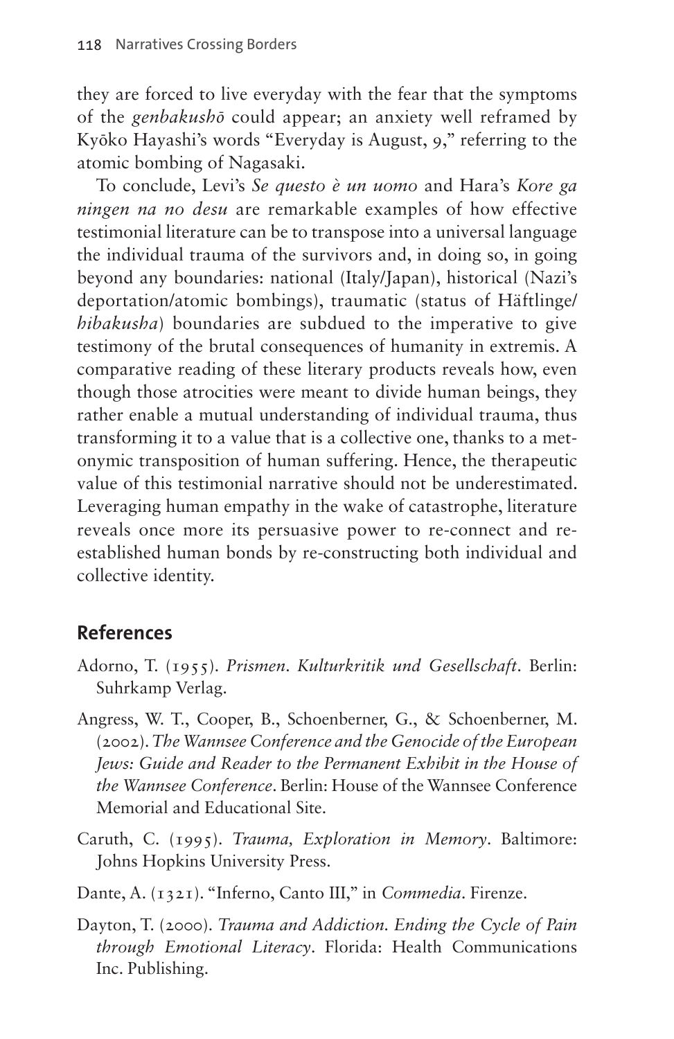they are forced to live everyday with the fear that the symptoms of the *genbakushō* could appear; an anxiety well reframed by Kyōko Hayashi's words "Everyday is August, 9," referring to the atomic bombing of Nagasaki.

To conclude, Levi's *Se questo è un uomo* and Hara's *Kore ga ningen na no desu* are remarkable examples of how effective testimonial literature can be to transpose into a universal language the individual trauma of the survivors and, in doing so, in going beyond any boundaries: national (Italy/Japan), historical (Nazi's deportation/atomic bombings), traumatic (status of Häftlinge/*hibakusha*) boundaries are subdued to the imperative to give testimony of the brutal consequences of humanity in extremis. A comparative reading of these literary products reveals how, even though those atrocities were meant to divide human beings, they rather enable a mutual understanding of individual trauma, thus transforming it to a value that is a collective one, thanks to a metonymic transposition of human suffering. Hence, the therapeutic value of this testimonial narrative should not be underestimated. Leveraging human empathy in the wake of catastrophe, literature reveals once more its persuasive power to re-connect and re-established human bonds by re-constructing both individual and collective identity.

## References

Adorno, T. (1955). *Prismen. Kulturkritik und Gesellschaft*. Berlin: Suhrkamp Verlag.

Angress, W. T., Cooper, B., Schoenberner, G., & Schoenberner, M. (2002). *The Wannsee Conference and the Genocide of the European Jews: Guide and Reader to the Permanent Exhibit in the House of the Wannsee Conference*. Berlin: House of the Wannsee Conference Memorial and Educational Site.

Caruth, C. (1995). *Trauma, Exploration in Memory*. Baltimore: Johns Hopkins University Press.

Dante, A. (1321). "Inferno, Canto III," in *Commedia*. Firenze.

Dayton, T. (2000). *Trauma and Addiction. Ending the Cycle of Pain through Emotional Literacy*. Florida: Health Communications Inc. Publishing.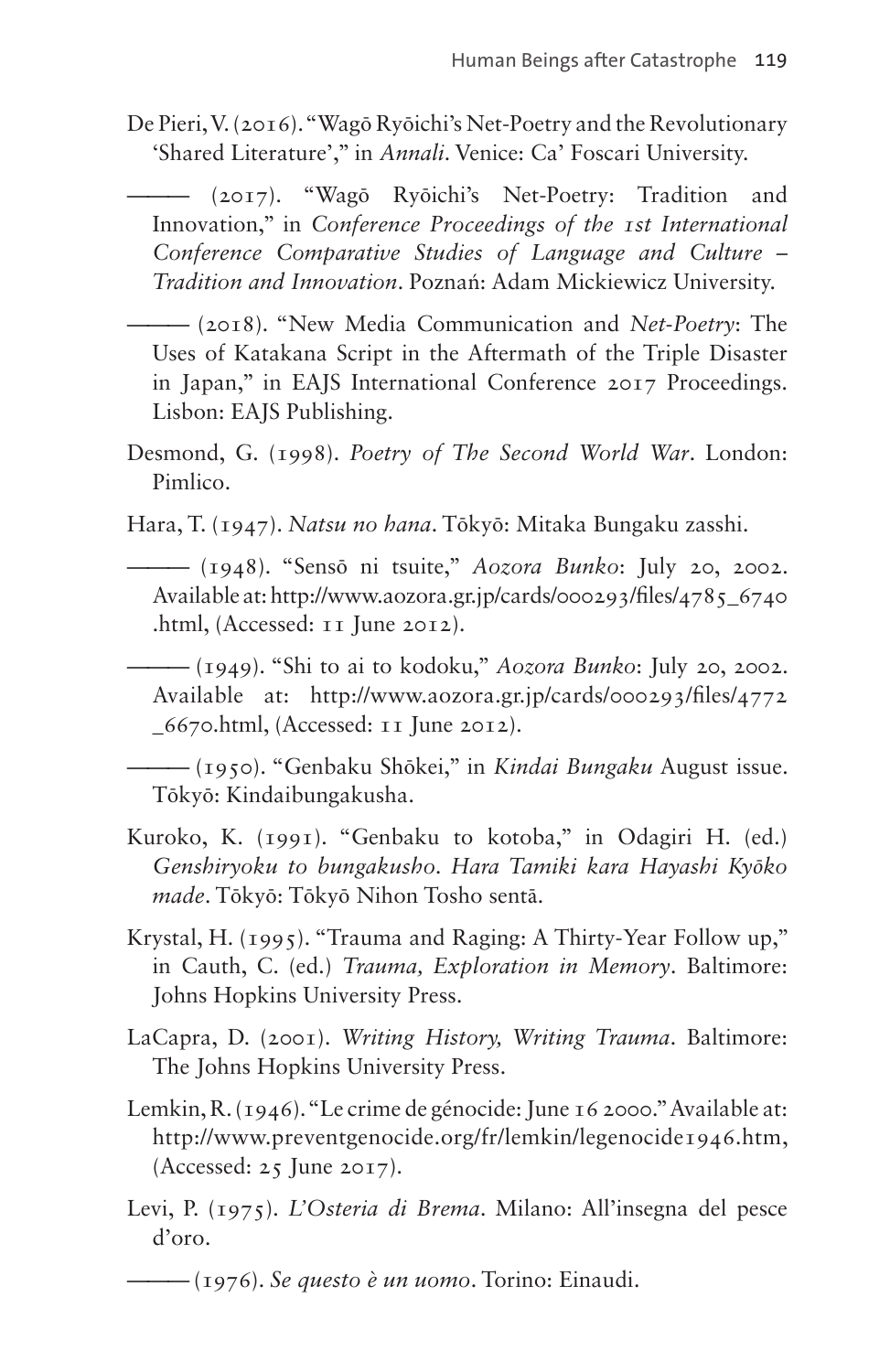De Pieri, V. (2016). "Wagō Ryōichi's Net-Poetry and the Revolutionary 'Shared Literature'," in *Annali*. Venice: Ca' Foscari University.

——— (2017). "Wagō Ryōichi's Net-Poetry: Tradition and Innovation," in *Conference Proceedings of the 1st International Conference Comparative Studies of Language and Culture – Tradition and Innovation*. Poznań: Adam Mickiewicz University.

——— (2018). "New Media Communication and *Net-Poetry*: The Uses of Katakana Script in the Aftermath of the Triple Disaster in Japan," in EAJS International Conference 2017 Proceedings. Lisbon: EAJS Publishing.

Desmond, G. (1998). *Poetry of The Second World War*. London: Pimlico.

Hara, T. (1947). *Natsu no hana*. Tōkyō: Mitaka Bungaku zasshi.

——— (1948). "Sensō ni tsuite," *Aozora Bunko*: July 20, 2002. Available at: http://www.aozora.gr.jp/cards/000293/files/4785_6740.html, (Accessed: 11 June 2012).

——— (1949). "Shi to ai to kodoku," *Aozora Bunko*: July 20, 2002. Available at: http://www.aozora.gr.jp/cards/000293/files/4772_6670.html, (Accessed: 11 June 2012).

——— (1950). "Genbaku Shōkei," in *Kindai Bungaku* August issue. Tōkyō: Kindaibungakusha.

Kuroko, K. (1991). "Genbaku to kotoba," in Odagiri H. (ed.) *Genshiryoku to bungakusho. Hara Tamiki kara Hayashi Kyōko made*. Tōkyō: Tōkyō Nihon Tosho sentā.

Krystal, H. (1995). "Trauma and Raging: A Thirty-Year Follow up," in Cauth, C. (ed.) *Trauma, Exploration in Memory*. Baltimore: Johns Hopkins University Press.

LaCapra, D. (2001). *Writing History, Writing Trauma*. Baltimore: The Johns Hopkins University Press.

Lemkin, R. (1946). "Le crime de génocide: June 16 2000." Available at: http://www.preventgenocide.org/fr/lemkin/legenocide1946.htm, (Accessed: 25 June 2017).

Levi, P. (1975). *L'Osteria di Brema*. Milano: All'insegna del pesce d'oro.

——— (1976). *Se questo è un uomo*. Torino: Einaudi.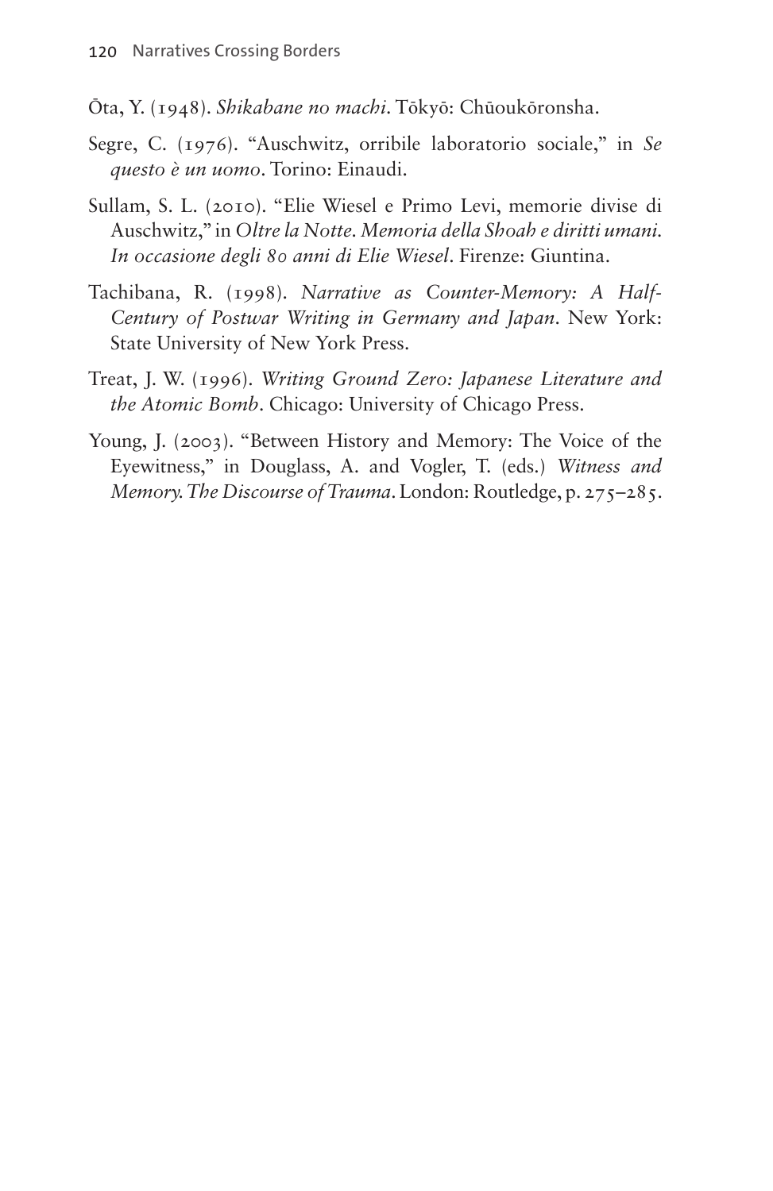Ōta, Y. (1948). *Shikabane no machi*. Tōkyō: Chūoukōronsha.

Segre, C. (1976). "Auschwitz, orribile laboratorio sociale," in *Se questo è un uomo*. Torino: Einaudi.

Sullam, S. L. (2010). "Elie Wiesel e Primo Levi, memorie divise di Auschwitz," in *Oltre la Notte. Memoria della Shoah e diritti umani. In occasione degli 80 anni di Elie Wiesel*. Firenze: Giuntina.

Tachibana, R. (1998). *Narrative as Counter-Memory: A Half-Century of Postwar Writing in Germany and Japan*. New York: State University of New York Press.

Treat, J. W. (1996). *Writing Ground Zero: Japanese Literature and the Atomic Bomb*. Chicago: University of Chicago Press.

Young, J. (2003). "Between History and Memory: The Voice of the Eyewitness," in Douglass, A. and Vogler, T. (eds.) *Witness and Memory. The Discourse of Trauma*. London: Routledge, p. 275–285.